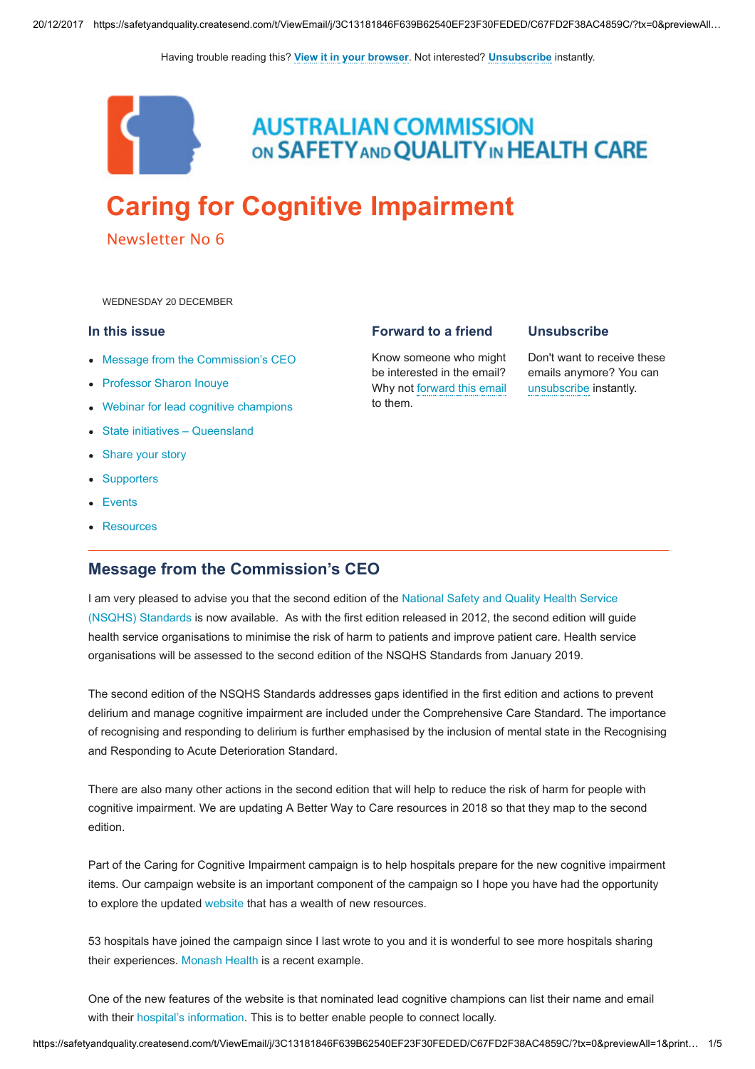Having trouble reading this? View it in your browser. Not interested? Unsubscribe instantly.

AUSTRALIAN COMMISSION ON SAFETY AND QUALITY IN HEALTH CARE

# Caring for Cognitive Impairment

## Newsletter No 6

WEDNESDAY 20 DECEMBER

### In this issue

- Message from the Commission's CEO
- Professor Sharon Inouye
- Webinar for lead cognitive champions
- State initiatives – Queensland
- Share your story
- Supporters
- Events
- Resources

### Forward to a friend

Know someone who might be interested in the email? Why not forward this email to them.

### Unsubscribe

Don't want to receive these emails anymore? You can unsubscribe instantly.

## Message from the Commission's CEO

I am very pleased to advise you that the second edition of the National Safety and Quality Health Service (NSQHS) Standards is now available. As with the first edition released in 2012, the second edition will guide health service organisations to minimise the risk of harm to patients and improve patient care. Health service organisations will be assessed to the second edition of the NSQHS Standards from January 2019.

The second edition of the NSQHS Standards addresses gaps identified in the first edition and actions to prevent delirium and manage cognitive impairment are included under the Comprehensive Care Standard. The importance of recognising and responding to delirium is further emphasised by the inclusion of mental state in the Recognising and Responding to Acute Deterioration Standard.

There are also many other actions in the second edition that will help to reduce the risk of harm for people with cognitive impairment. We are updating A Better Way to Care resources in 2018 so that they map to the second edition.

Part of the Caring for Cognitive Impairment campaign is to help hospitals prepare for the new cognitive impairment items. Our campaign website is an important component of the campaign so I hope you have had the opportunity to explore the updated website that has a wealth of new resources.

53 hospitals have joined the campaign since I last wrote to you and it is wonderful to see more hospitals sharing their experiences. Monash Health is a recent example.

One of the new features of the website is that nominated lead cognitive champions can list their name and email with their hospital's information. This is to better enable people to connect locally.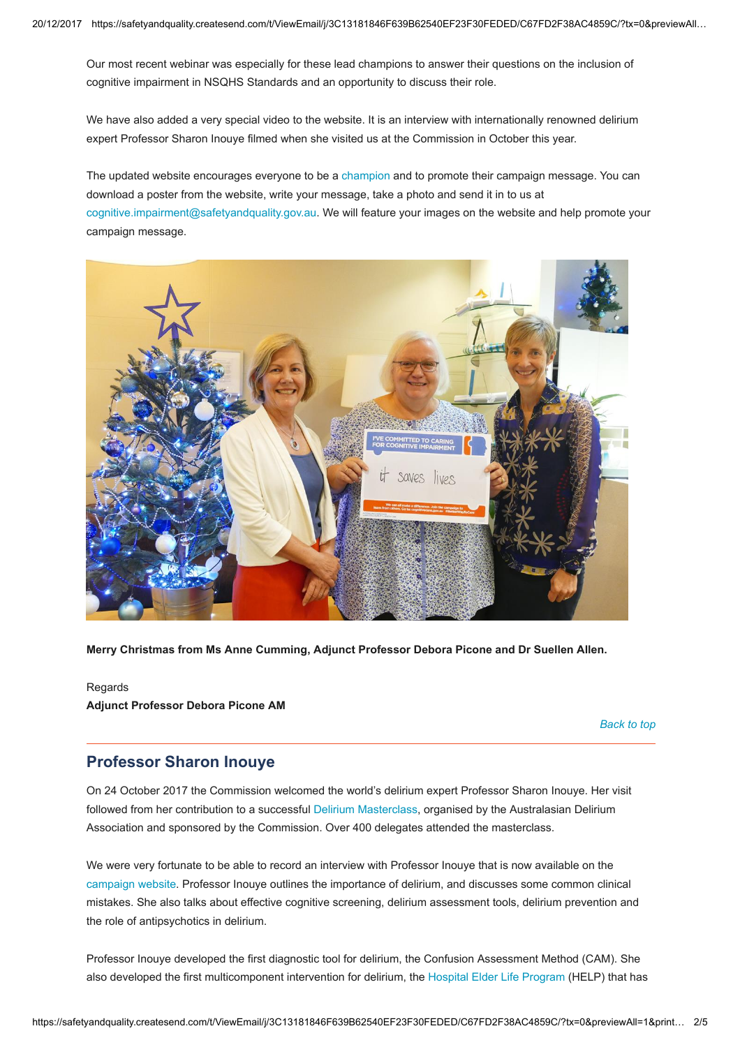Our most recent webinar was especially for these lead champions to answer their questions on the inclusion of cognitive impairment in NSQHS Standards and an opportunity to discuss their role.

We have also added a very special video to the website. It is an interview with internationally renowned delirium expert Professor Sharon Inouye filmed when she visited us at the Commission in October this year.

The updated website encourages everyone to be a champion and to promote their campaign message. You can download a poster from the website, write your message, take a photo and send it in to us at cognitive.impairment@safetyandquality.gov.au. We will feature your images on the website and help promote your campaign message.

**Merry Christmas from Ms Anne Cumming, Adjunct Professor Debora Picone and Dr Suellen Allen.**

Regards
**Adjunct Professor Debora Picone AM**

*Back to top*

## Professor Sharon Inouye

On 24 October 2017 the Commission welcomed the world's delirium expert Professor Sharon Inouye. Her visit followed from her contribution to a successful Delirium Masterclass, organised by the Australasian Delirium Association and sponsored by the Commission. Over 400 delegates attended the masterclass.

We were very fortunate to be able to record an interview with Professor Inouye that is now available on the campaign website. Professor Inouye outlines the importance of delirium, and discusses some common clinical mistakes. She also talks about effective cognitive screening, delirium assessment tools, delirium prevention and the role of antipsychotics in delirium.

Professor Inouye developed the first diagnostic tool for delirium, the Confusion Assessment Method (CAM). She also developed the first multicomponent intervention for delirium, the Hospital Elder Life Program (HELP) that has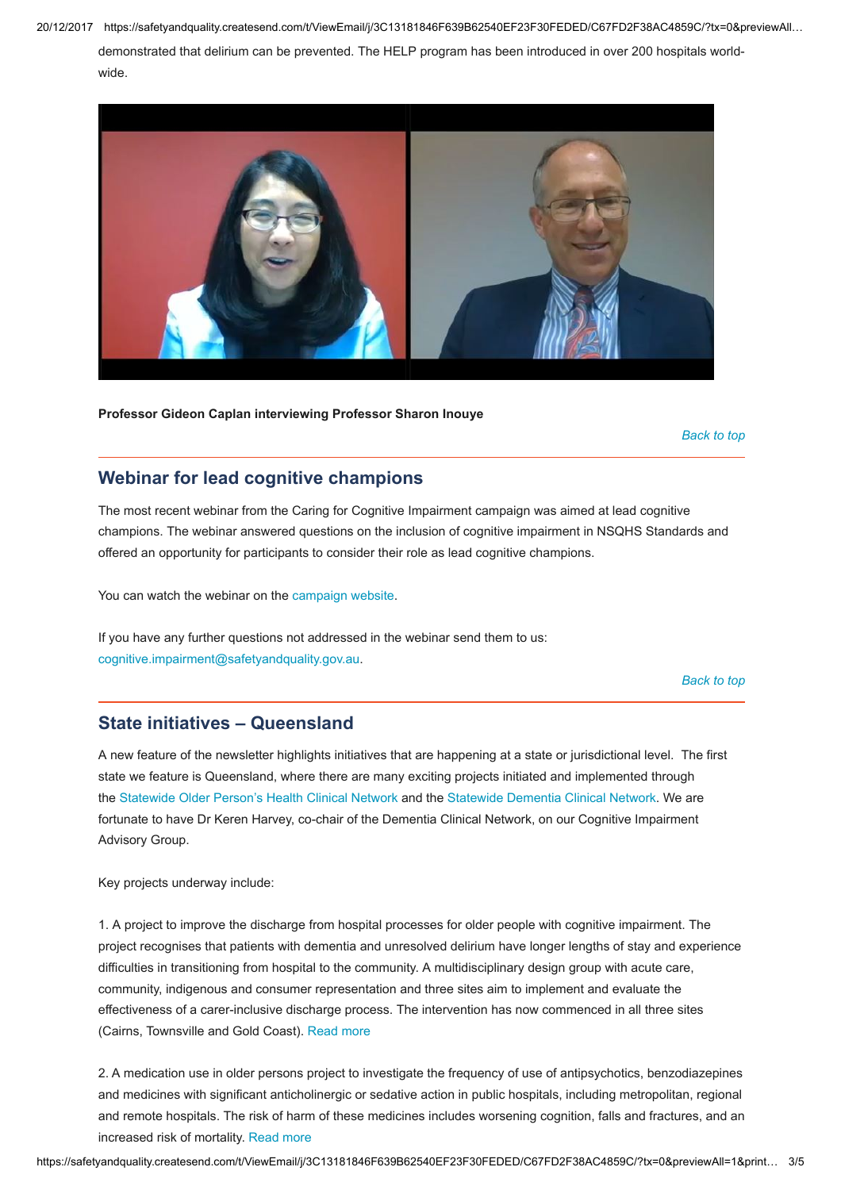demonstrated that delirium can be prevented. The HELP program has been introduced in over 200 hospitals world-wide.

**Professor Gideon Caplan interviewing Professor Sharon Inouye**

*Back to top*

## Webinar for lead cognitive champions

The most recent webinar from the Caring for Cognitive Impairment campaign was aimed at lead cognitive champions. The webinar answered questions on the inclusion of cognitive impairment in NSQHS Standards and offered an opportunity for participants to consider their role as lead cognitive champions.

You can watch the webinar on the campaign website.

If you have any further questions not addressed in the webinar send them to us: cognitive.impairment@safetyandquality.gov.au.

*Back to top*

## State initiatives – Queensland

A new feature of the newsletter highlights initiatives that are happening at a state or jurisdictional level. The first state we feature is Queensland, where there are many exciting projects initiated and implemented through the Statewide Older Person's Health Clinical Network and the Statewide Dementia Clinical Network. We are fortunate to have Dr Keren Harvey, co-chair of the Dementia Clinical Network, on our Cognitive Impairment Advisory Group.

Key projects underway include:

1. A project to improve the discharge from hospital processes for older people with cognitive impairment. The project recognises that patients with dementia and unresolved delirium have longer lengths of stay and experience difficulties in transitioning from hospital to the community. A multidisciplinary design group with acute care, community, indigenous and consumer representation and three sites aim to implement and evaluate the effectiveness of a carer-inclusive discharge process. The intervention has now commenced in all three sites (Cairns, Townsville and Gold Coast). Read more

2. A medication use in older persons project to investigate the frequency of use of antipsychotics, benzodiazepines and medicines with significant anticholinergic or sedative action in public hospitals, including metropolitan, regional and remote hospitals. The risk of harm of these medicines includes worsening cognition, falls and fractures, and an increased risk of mortality. Read more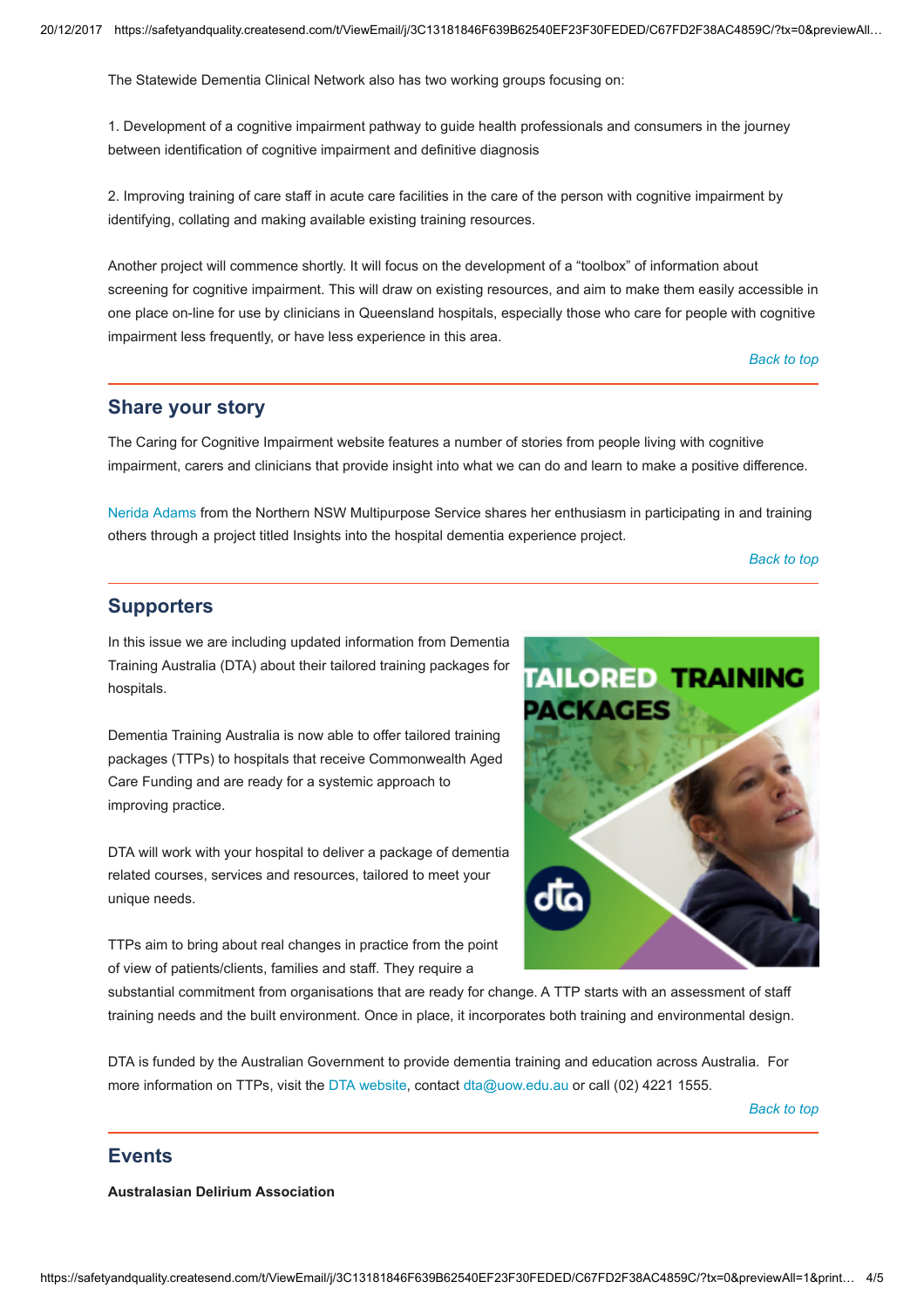The Statewide Dementia Clinical Network also has two working groups focusing on:

1. Development of a cognitive impairment pathway to guide health professionals and consumers in the journey between identification of cognitive impairment and definitive diagnosis

2. Improving training of care staff in acute care facilities in the care of the person with cognitive impairment by identifying, collating and making available existing training resources.

Another project will commence shortly. It will focus on the development of a "toolbox" of information about screening for cognitive impairment. This will draw on existing resources, and aim to make them easily accessible in one place on-line for use by clinicians in Queensland hospitals, especially those who care for people with cognitive impairment less frequently, or have less experience in this area.

*Back to top*

## Share your story

The Caring for Cognitive Impairment website features a number of stories from people living with cognitive impairment, carers and clinicians that provide insight into what we can do and learn to make a positive difference.

Nerida Adams from the Northern NSW Multipurpose Service shares her enthusiasm in participating in and training others through a project titled Insights into the hospital dementia experience project.

*Back to top*

## Supporters

In this issue we are including updated information from Dementia Training Australia (DTA) about their tailored training packages for hospitals.

Dementia Training Australia is now able to offer tailored training packages (TTPs) to hospitals that receive Commonwealth Aged Care Funding and are ready for a systemic approach to improving practice.

DTA will work with your hospital to deliver a package of dementia related courses, services and resources, tailored to meet your unique needs.

TTPs aim to bring about real changes in practice from the point of view of patients/clients, families and staff. They require a substantial commitment from organisations that are ready for change. A TTP starts with an assessment of staff training needs and the built environment. Once in place, it incorporates both training and environmental design.

DTA is funded by the Australian Government to provide dementia training and education across Australia. For more information on TTPs, visit the DTA website, contact dta@uow.edu.au or call (02) 4221 1555.

*Back to top*

## Events

**Australasian Delirium Association**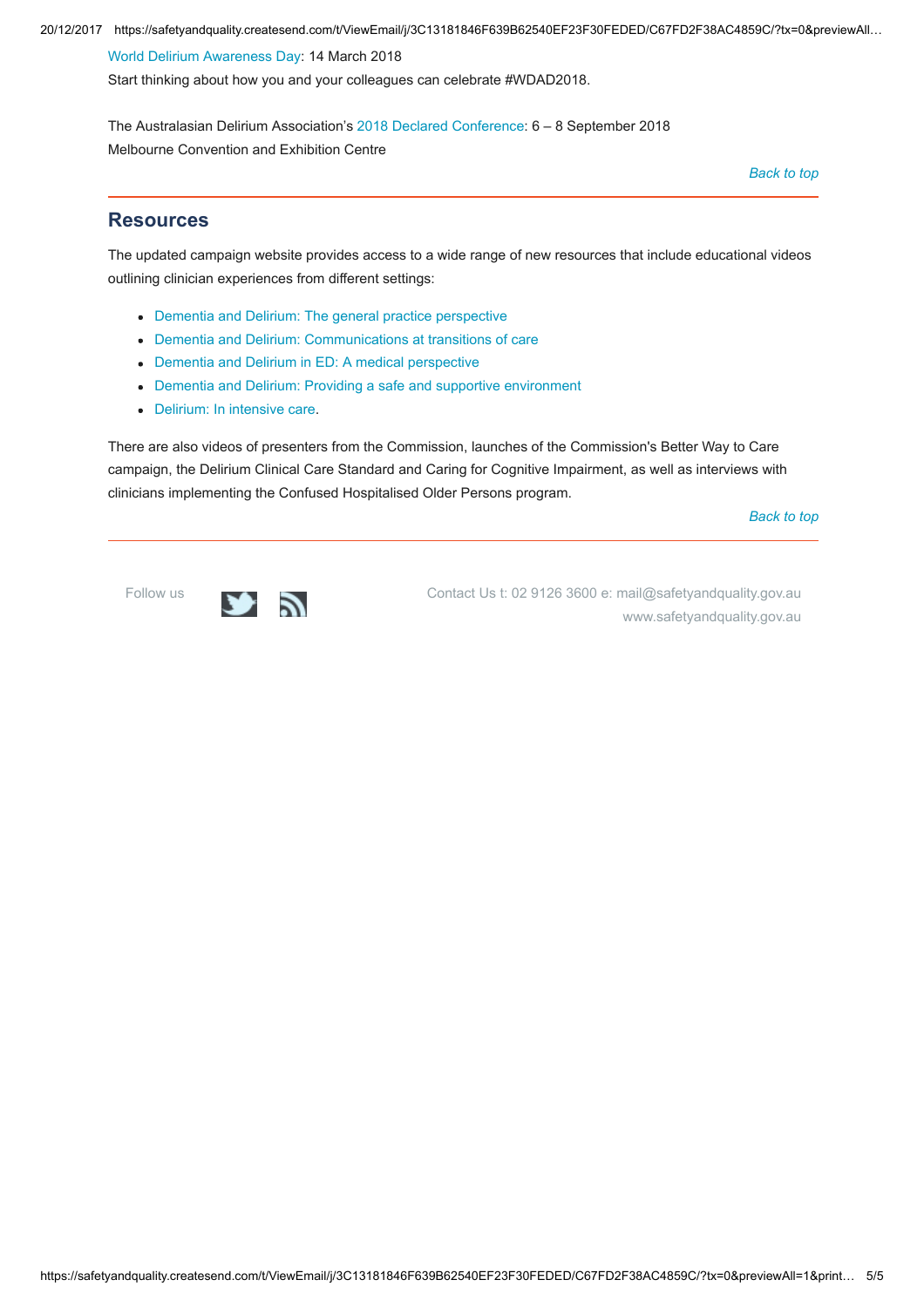World Delirium Awareness Day: 14 March 2018

Start thinking about how you and your colleagues can celebrate #WDAD2018.

The Australasian Delirium Association's 2018 Declared Conference: 6 – 8 September 2018
Melbourne Convention and Exhibition Centre

*Back to top*

## Resources

The updated campaign website provides access to a wide range of new resources that include educational videos outlining clinician experiences from different settings:

- Dementia and Delirium: The general practice perspective
- Dementia and Delirium: Communications at transitions of care
- Dementia and Delirium in ED: A medical perspective
- Dementia and Delirium: Providing a safe and supportive environment
- Delirium: In intensive care.

There are also videos of presenters from the Commission, launches of the Commission's Better Way to Care campaign, the Delirium Clinical Care Standard and Caring for Cognitive Impairment, as well as interviews with clinicians implementing the Confused Hospitalised Older Persons program.

*Back to top*

Follow us

Contact Us t: 02 9126 3600 e: mail@safetyandquality.gov.au
www.safetyandquality.gov.au